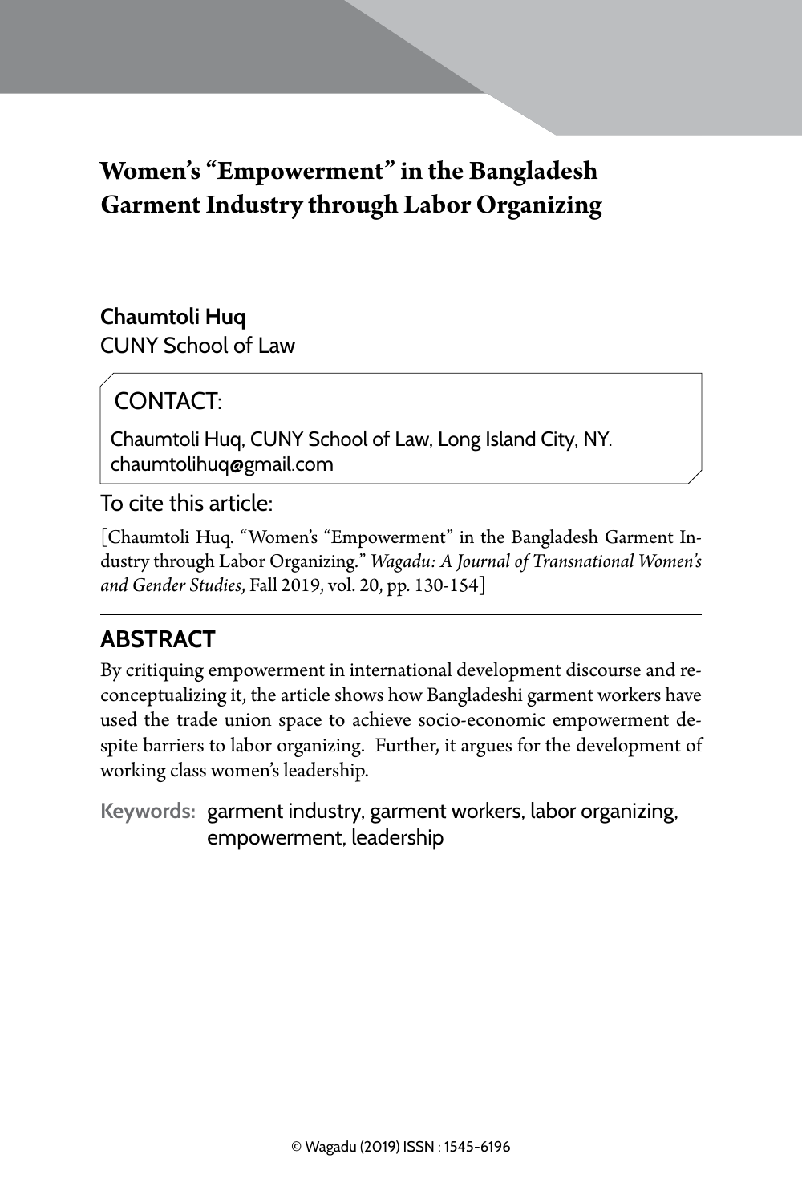# Women's "Empowerment" in the Bangladesh Garment Industry through Labor Organizing

**Chaumtoli Huq**
CUNY School of Law

CONTACT:

Chaumtoli Huq, CUNY School of Law, Long Island City, NY.
chaumtolihuq@gmail.com

To cite this article:

[Chaumtoli Huq. "Women's "Empowerment" in the Bangladesh Garment Industry through Labor Organizing." *Wagadu: A Journal of Transnational Women's and Gender Studies*, Fall 2019, vol. 20, pp. 130-154]

## ABSTRACT

By critiquing empowerment in international development discourse and reconceptualizing it, the article shows how Bangladeshi garment workers have used the trade union space to achieve socio-economic empowerment despite barriers to labor organizing. Further, it argues for the development of working class women's leadership.

**Keywords:** garment industry, garment workers, labor organizing, empowerment, leadership

© Wagadu (2019) ISSN : 1545-6196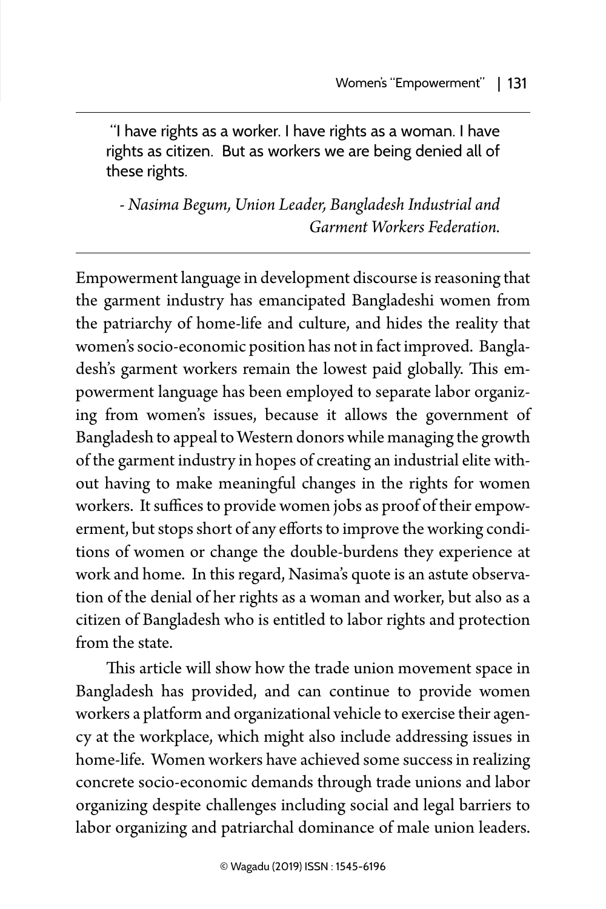> "I have rights as a worker. I have rights as a woman. I have rights as citizen. But as workers we are being denied all of these rights.
>
> *- Nasima Begum, Union Leader, Bangladesh Industrial and Garment Workers Federation.*

Empowerment language in development discourse is reasoning that the garment industry has emancipated Bangladeshi women from the patriarchy of home-life and culture, and hides the reality that women's socio-economic position has not in fact improved. Bangladesh's garment workers remain the lowest paid globally. This empowerment language has been employed to separate labor organizing from women's issues, because it allows the government of Bangladesh to appeal to Western donors while managing the growth of the garment industry in hopes of creating an industrial elite without having to make meaningful changes in the rights for women workers. It suffices to provide women jobs as proof of their empowerment, but stops short of any efforts to improve the working conditions of women or change the double-burdens they experience at work and home. In this regard, Nasima's quote is an astute observation of the denial of her rights as a woman and worker, but also as a citizen of Bangladesh who is entitled to labor rights and protection from the state.

This article will show how the trade union movement space in Bangladesh has provided, and can continue to provide women workers a platform and organizational vehicle to exercise their agency at the workplace, which might also include addressing issues in home-life. Women workers have achieved some success in realizing concrete socio-economic demands through trade unions and labor organizing despite challenges including social and legal barriers to labor organizing and patriarchal dominance of male union leaders.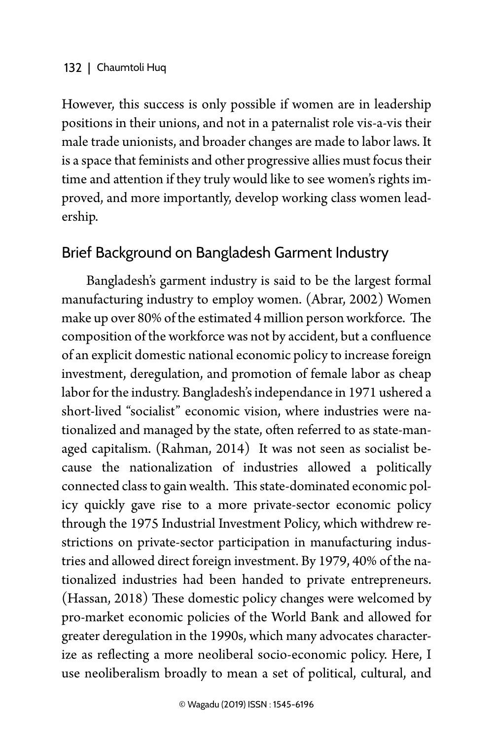However, this success is only possible if women are in leadership positions in their unions, and not in a paternalist role vis-a-vis their male trade unionists, and broader changes are made to labor laws. It is a space that feminists and other progressive allies must focus their time and attention if they truly would like to see women's rights improved, and more importantly, develop working class women leadership.

## Brief Background on Bangladesh Garment Industry

Bangladesh's garment industry is said to be the largest formal manufacturing industry to employ women. (Abrar, 2002) Women make up over 80% of the estimated 4 million person workforce. The composition of the workforce was not by accident, but a confluence of an explicit domestic national economic policy to increase foreign investment, deregulation, and promotion of female labor as cheap labor for the industry. Bangladesh's independance in 1971 ushered a short-lived "socialist" economic vision, where industries were nationalized and managed by the state, often referred to as state-managed capitalism. (Rahman, 2014) It was not seen as socialist because the nationalization of industries allowed a politically connected class to gain wealth. This state-dominated economic policy quickly gave rise to a more private-sector economic policy through the 1975 Industrial Investment Policy, which withdrew restrictions on private-sector participation in manufacturing industries and allowed direct foreign investment. By 1979, 40% of the nationalized industries had been handed to private entrepreneurs. (Hassan, 2018) These domestic policy changes were welcomed by pro-market economic policies of the World Bank and allowed for greater deregulation in the 1990s, which many advocates characterize as reflecting a more neoliberal socio-economic policy. Here, I use neoliberalism broadly to mean a set of political, cultural, and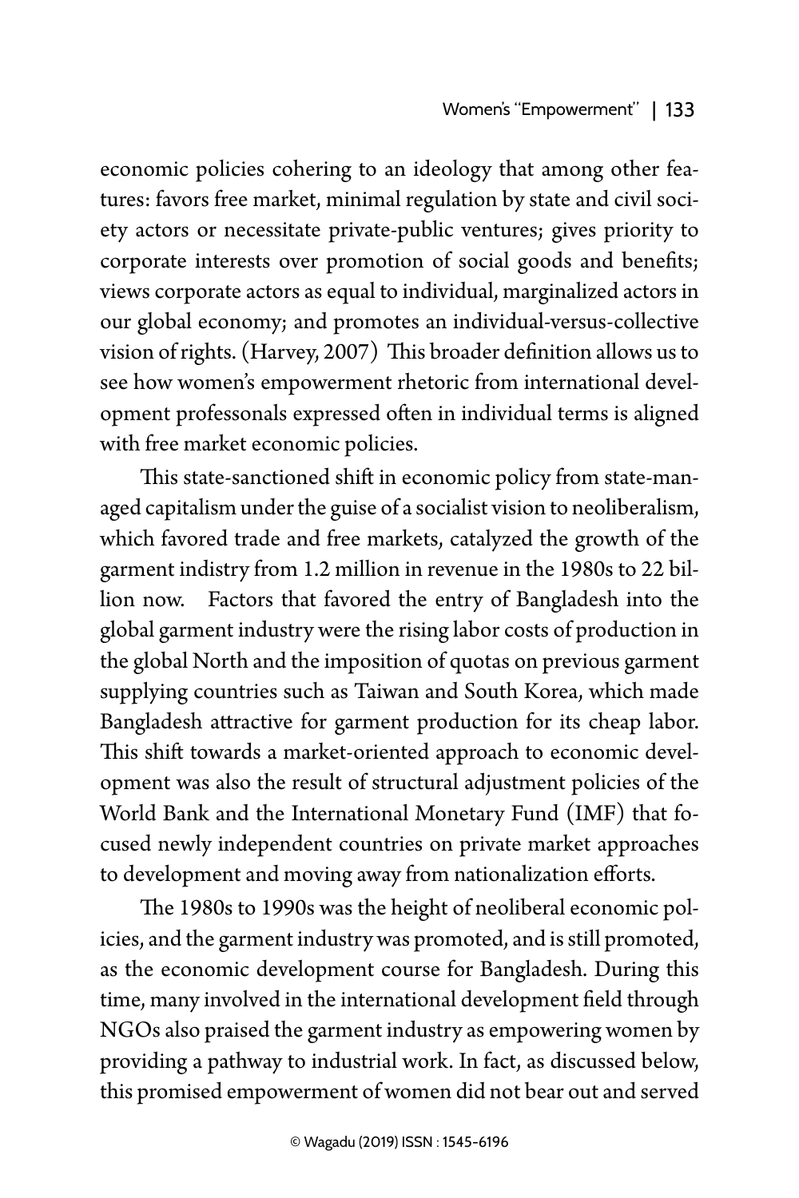economic policies cohering to an ideology that among other features: favors free market, minimal regulation by state and civil society actors or necessitate private-public ventures; gives priority to corporate interests over promotion of social goods and benefits; views corporate actors as equal to individual, marginalized actors in our global economy; and promotes an individual-versus-collective vision of rights. (Harvey, 2007) This broader definition allows us to see how women's empowerment rhetoric from international development professonals expressed often in individual terms is aligned with free market economic policies.

This state-sanctioned shift in economic policy from state-managed capitalism under the guise of a socialist vision to neoliberalism, which favored trade and free markets, catalyzed the growth of the garment indistry from 1.2 million in revenue in the 1980s to 22 billion now. Factors that favored the entry of Bangladesh into the global garment industry were the rising labor costs of production in the global North and the imposition of quotas on previous garment supplying countries such as Taiwan and South Korea, which made Bangladesh attractive for garment production for its cheap labor. This shift towards a market-oriented approach to economic development was also the result of structural adjustment policies of the World Bank and the International Monetary Fund (IMF) that focused newly independent countries on private market approaches to development and moving away from nationalization efforts.

The 1980s to 1990s was the height of neoliberal economic policies, and the garment industry was promoted, and is still promoted, as the economic development course for Bangladesh. During this time, many involved in the international development field through NGOs also praised the garment industry as empowering women by providing a pathway to industrial work. In fact, as discussed below, this promised empowerment of women did not bear out and served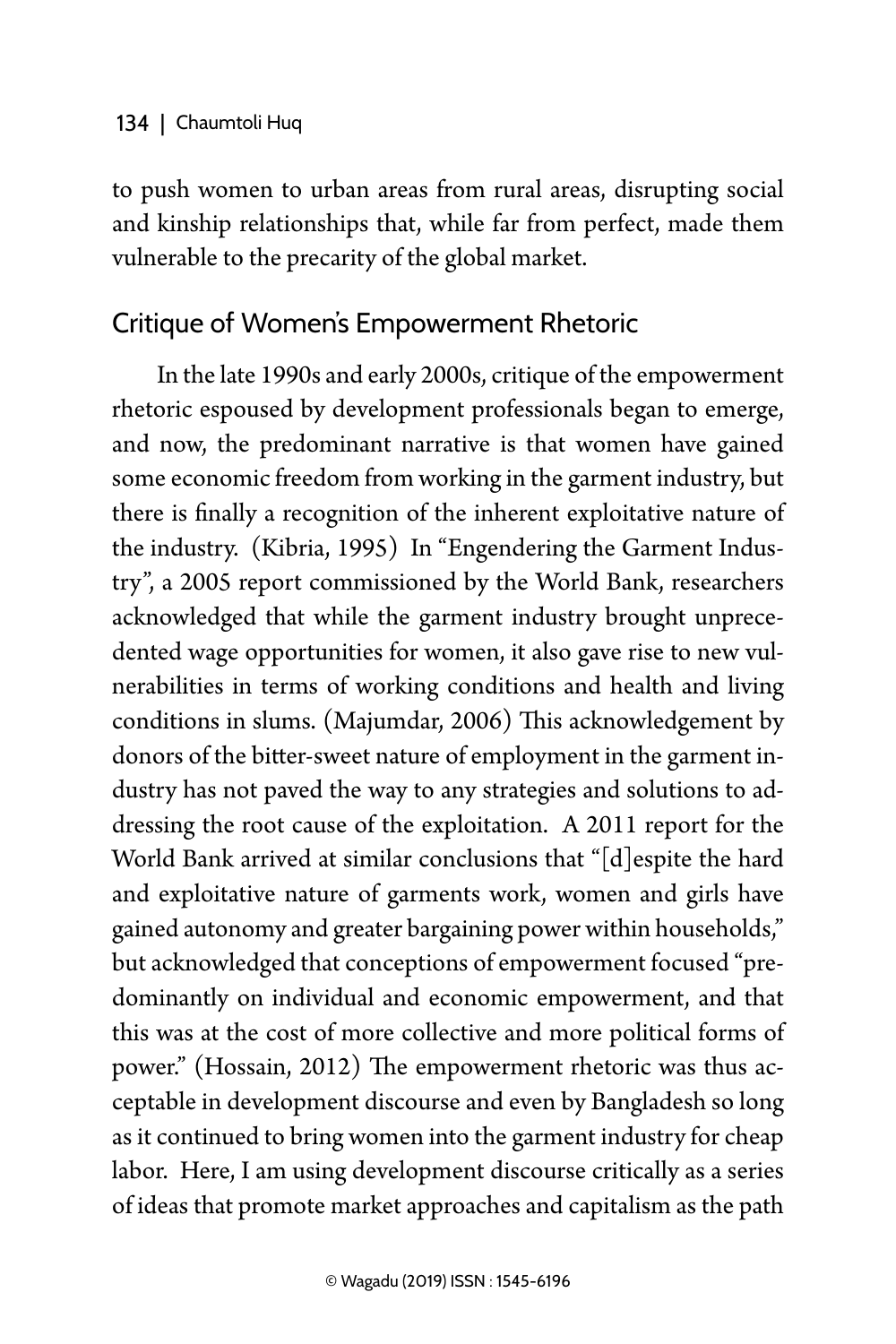to push women to urban areas from rural areas, disrupting social and kinship relationships that, while far from perfect, made them vulnerable to the precarity of the global market.

## Critique of Women's Empowerment Rhetoric

In the late 1990s and early 2000s, critique of the empowerment rhetoric espoused by development professionals began to emerge, and now, the predominant narrative is that women have gained some economic freedom from working in the garment industry, but there is finally a recognition of the inherent exploitative nature of the industry. (Kibria, 1995) In "Engendering the Garment Industry", a 2005 report commissioned by the World Bank, researchers acknowledged that while the garment industry brought unprecedented wage opportunities for women, it also gave rise to new vulnerabilities in terms of working conditions and health and living conditions in slums. (Majumdar, 2006) This acknowledgement by donors of the bitter-sweet nature of employment in the garment industry has not paved the way to any strategies and solutions to addressing the root cause of the exploitation. A 2011 report for the World Bank arrived at similar conclusions that "[d]espite the hard and exploitative nature of garments work, women and girls have gained autonomy and greater bargaining power within households," but acknowledged that conceptions of empowerment focused "predominantly on individual and economic empowerment, and that this was at the cost of more collective and more political forms of power." (Hossain, 2012) The empowerment rhetoric was thus acceptable in development discourse and even by Bangladesh so long as it continued to bring women into the garment industry for cheap labor. Here, I am using development discourse critically as a series of ideas that promote market approaches and capitalism as the path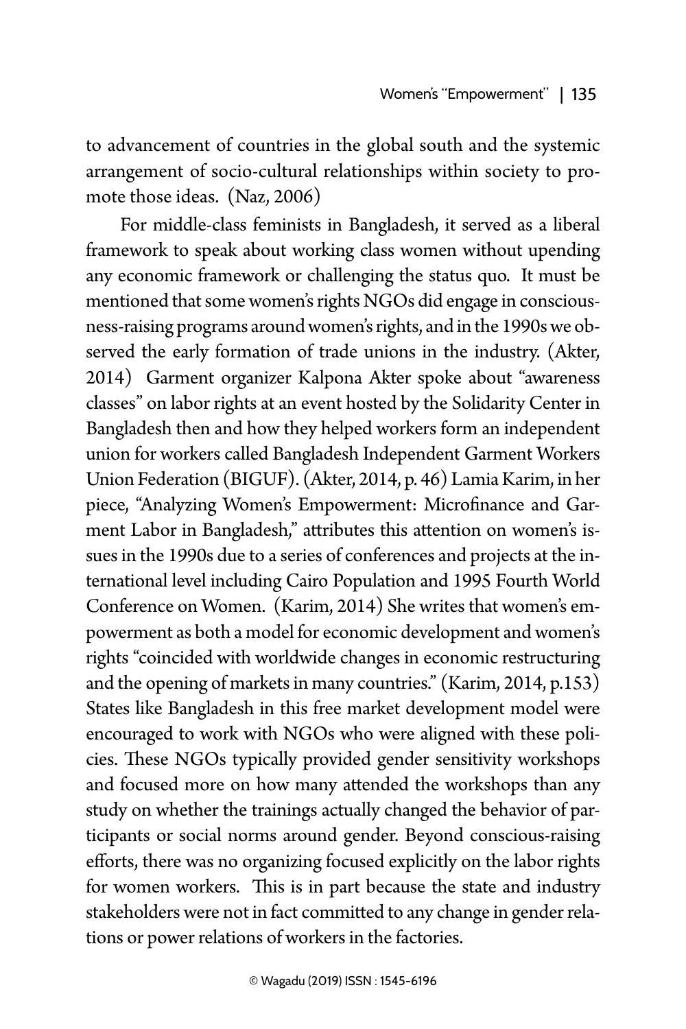to advancement of countries in the global south and the systemic arrangement of socio-cultural relationships within society to promote those ideas. (Naz, 2006)

For middle-class feminists in Bangladesh, it served as a liberal framework to speak about working class women without upending any economic framework or challenging the status quo. It must be mentioned that some women's rights NGOs did engage in consciousness-raising programs around women's rights, and in the 1990s we observed the early formation of trade unions in the industry. (Akter, 2014) Garment organizer Kalpona Akter spoke about "awareness classes" on labor rights at an event hosted by the Solidarity Center in Bangladesh then and how they helped workers form an independent union for workers called Bangladesh Independent Garment Workers Union Federation (BIGUF). (Akter, 2014, p. 46) Lamia Karim, in her piece, "Analyzing Women's Empowerment: Microfinance and Garment Labor in Bangladesh," attributes this attention on women's issues in the 1990s due to a series of conferences and projects at the international level including Cairo Population and 1995 Fourth World Conference on Women. (Karim, 2014) She writes that women's empowerment as both a model for economic development and women's rights "coincided with worldwide changes in economic restructuring and the opening of markets in many countries." (Karim, 2014, p.153) States like Bangladesh in this free market development model were encouraged to work with NGOs who were aligned with these policies. These NGOs typically provided gender sensitivity workshops and focused more on how many attended the workshops than any study on whether the trainings actually changed the behavior of participants or social norms around gender. Beyond conscious-raising efforts, there was no organizing focused explicitly on the labor rights for women workers. This is in part because the state and industry stakeholders were not in fact committed to any change in gender relations or power relations of workers in the factories.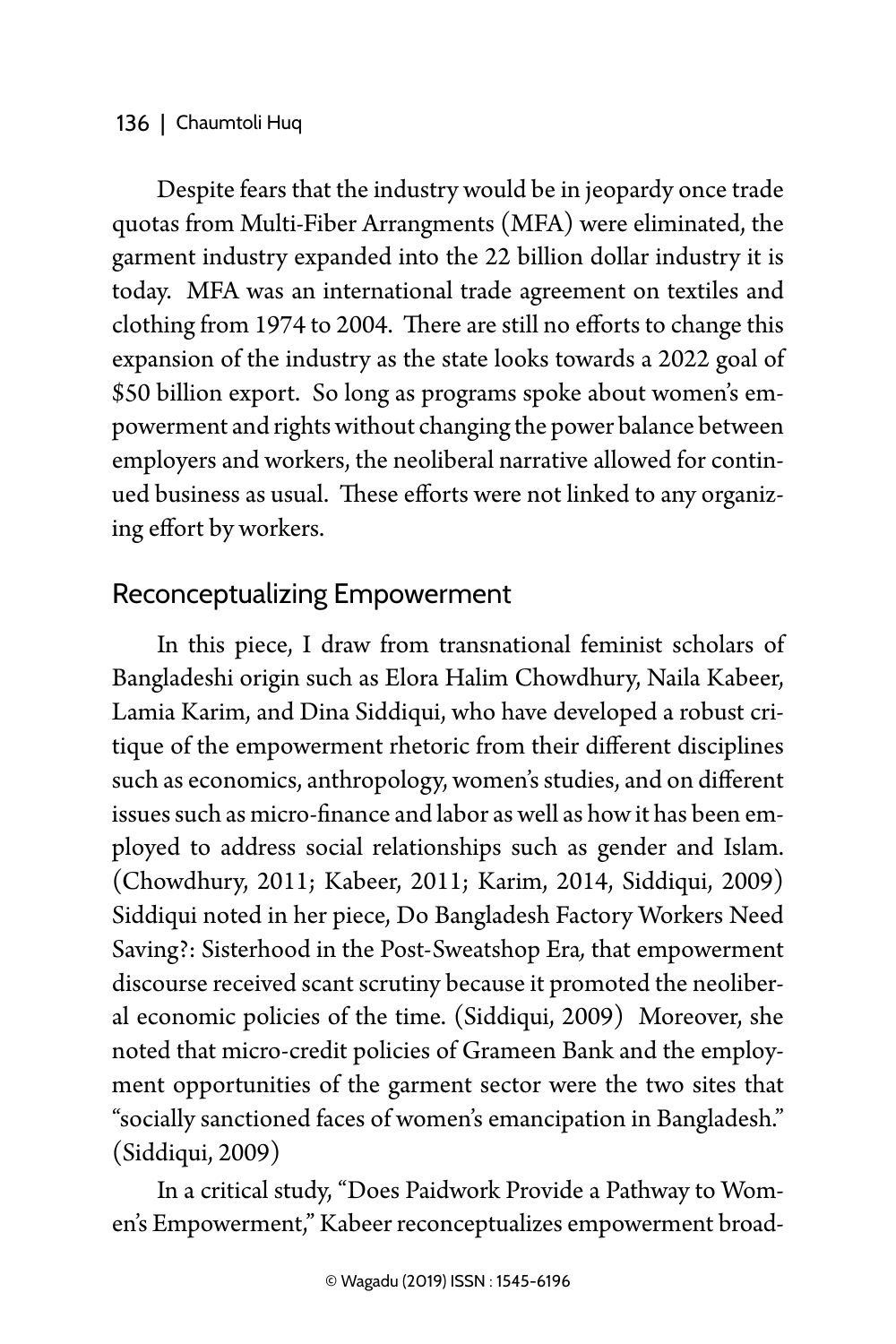Despite fears that the industry would be in jeopardy once trade quotas from Multi-Fiber Arrangments (MFA) were eliminated, the garment industry expanded into the 22 billion dollar industry it is today. MFA was an international trade agreement on textiles and clothing from 1974 to 2004. There are still no efforts to change this expansion of the industry as the state looks towards a 2022 goal of \$50 billion export. So long as programs spoke about women's empowerment and rights without changing the power balance between employers and workers, the neoliberal narrative allowed for continued business as usual. These efforts were not linked to any organizing effort by workers.

## Reconceptualizing Empowerment

In this piece, I draw from transnational feminist scholars of Bangladeshi origin such as Elora Halim Chowdhury, Naila Kabeer, Lamia Karim, and Dina Siddiqui, who have developed a robust critique of the empowerment rhetoric from their different disciplines such as economics, anthropology, women's studies, and on different issues such as micro-finance and labor as well as how it has been employed to address social relationships such as gender and Islam. (Chowdhury, 2011; Kabeer, 2011; Karim, 2014, Siddiqui, 2009) Siddiqui noted in her piece, Do Bangladesh Factory Workers Need Saving?: Sisterhood in the Post-Sweatshop Era*,* that empowerment discourse received scant scrutiny because it promoted the neoliberal economic policies of the time. (Siddiqui, 2009) Moreover, she noted that micro-credit policies of Grameen Bank and the employment opportunities of the garment sector were the two sites that "socially sanctioned faces of women's emancipation in Bangladesh." (Siddiqui, 2009)

In a critical study, "Does Paidwork Provide a Pathway to Women's Empowerment," Kabeer reconceptualizes empowerment broad-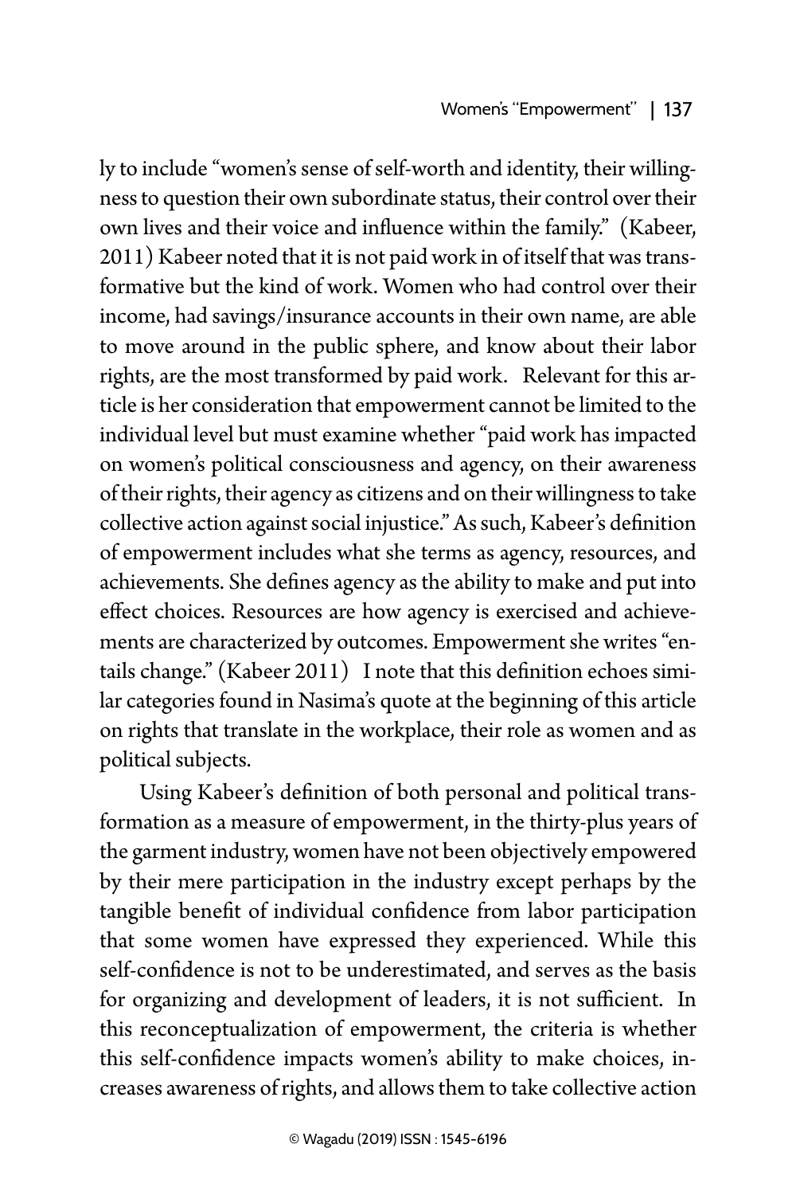ly to include "women's sense of self-worth and identity, their willingness to question their own subordinate status, their control over their own lives and their voice and influence within the family." (Kabeer, 2011) Kabeer noted that it is not paid work in of itself that was transformative but the kind of work. Women who had control over their income, had savings/insurance accounts in their own name, are able to move around in the public sphere, and know about their labor rights, are the most transformed by paid work. Relevant for this article is her consideration that empowerment cannot be limited to the individual level but must examine whether "paid work has impacted on women's political consciousness and agency, on their awareness of their rights, their agency as citizens and on their willingness to take collective action against social injustice." As such, Kabeer's definition of empowerment includes what she terms as agency, resources, and achievements. She defines agency as the ability to make and put into effect choices. Resources are how agency is exercised and achievements are characterized by outcomes. Empowerment she writes "entails change." (Kabeer 2011) I note that this definition echoes similar categories found in Nasima's quote at the beginning of this article on rights that translate in the workplace, their role as women and as political subjects.

Using Kabeer's definition of both personal and political transformation as a measure of empowerment, in the thirty-plus years of the garment industry, women have not been objectively empowered by their mere participation in the industry except perhaps by the tangible benefit of individual confidence from labor participation that some women have expressed they experienced. While this self-confidence is not to be underestimated, and serves as the basis for organizing and development of leaders, it is not sufficient. In this reconceptualization of empowerment, the criteria is whether this self-confidence impacts women's ability to make choices, increases awareness of rights, and allows them to take collective action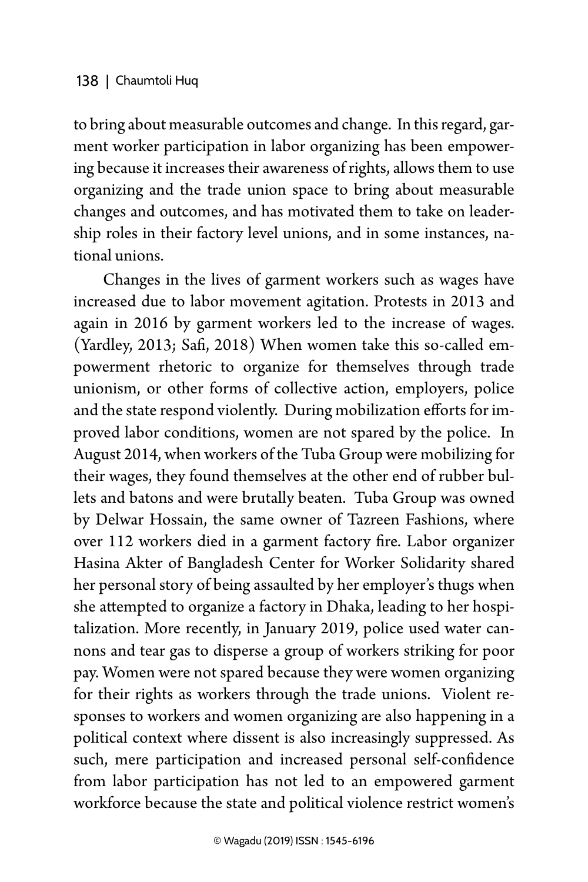to bring about measurable outcomes and change. In this regard, garment worker participation in labor organizing has been empowering because it increases their awareness of rights, allows them to use organizing and the trade union space to bring about measurable changes and outcomes, and has motivated them to take on leadership roles in their factory level unions, and in some instances, national unions.

Changes in the lives of garment workers such as wages have increased due to labor movement agitation. Protests in 2013 and again in 2016 by garment workers led to the increase of wages. (Yardley, 2013; Safi, 2018) When women take this so-called empowerment rhetoric to organize for themselves through trade unionism, or other forms of collective action, employers, police and the state respond violently. During mobilization efforts for improved labor conditions, women are not spared by the police. In August 2014, when workers of the Tuba Group were mobilizing for their wages, they found themselves at the other end of rubber bullets and batons and were brutally beaten. Tuba Group was owned by Delwar Hossain, the same owner of Tazreen Fashions, where over 112 workers died in a garment factory fire. Labor organizer Hasina Akter of Bangladesh Center for Worker Solidarity shared her personal story of being assaulted by her employer's thugs when she attempted to organize a factory in Dhaka, leading to her hospitalization. More recently, in January 2019, police used water cannons and tear gas to disperse a group of workers striking for poor pay. Women were not spared because they were women organizing for their rights as workers through the trade unions. Violent responses to workers and women organizing are also happening in a political context where dissent is also increasingly suppressed. As such, mere participation and increased personal self-confidence from labor participation has not led to an empowered garment workforce because the state and political violence restrict women's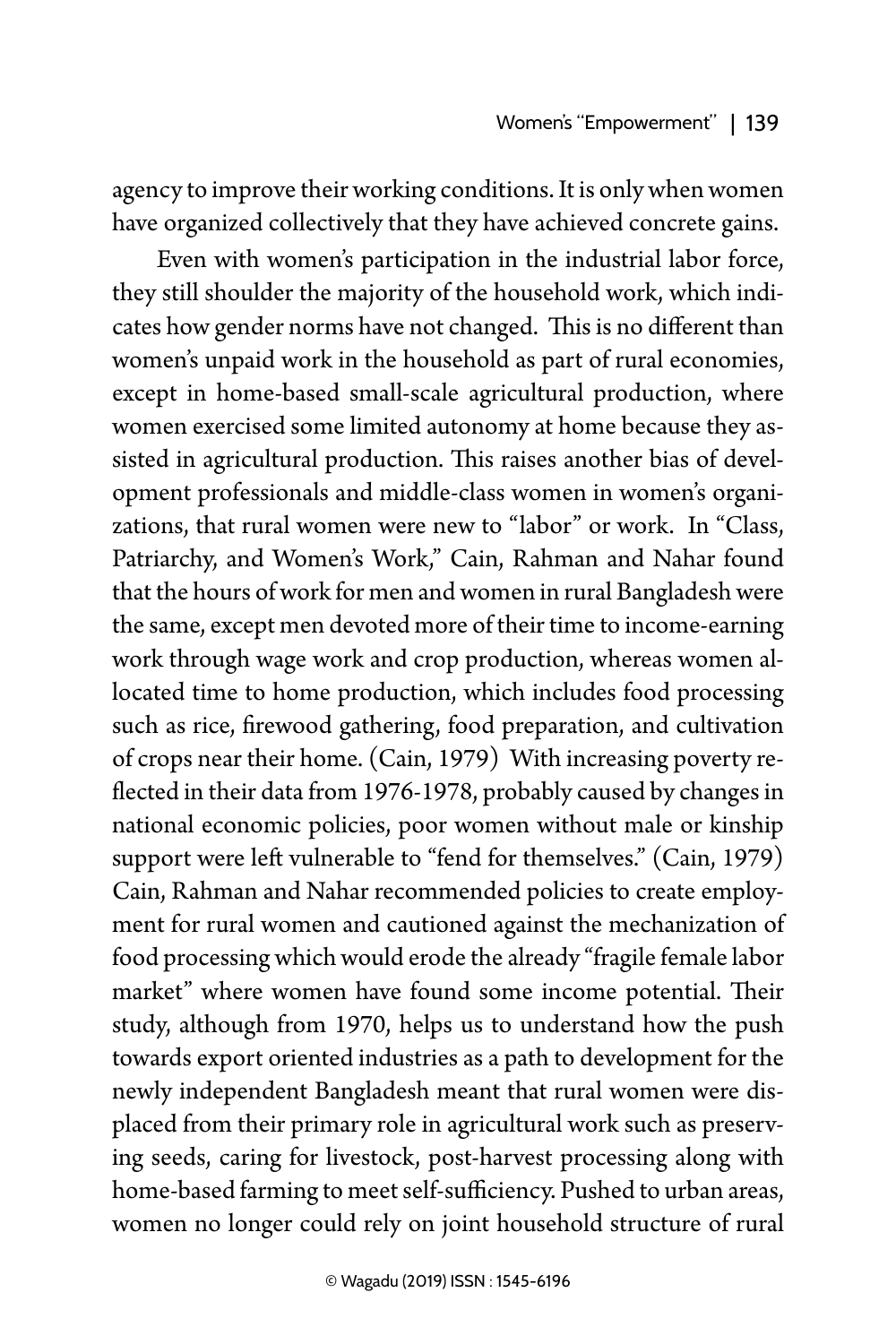agency to improve their working conditions. It is only when women have organized collectively that they have achieved concrete gains.

Even with women's participation in the industrial labor force, they still shoulder the majority of the household work, which indicates how gender norms have not changed. This is no different than women's unpaid work in the household as part of rural economies, except in home-based small-scale agricultural production, where women exercised some limited autonomy at home because they assisted in agricultural production. This raises another bias of development professionals and middle-class women in women's organizations, that rural women were new to "labor" or work. In "Class, Patriarchy, and Women's Work," Cain, Rahman and Nahar found that the hours of work for men and women in rural Bangladesh were the same, except men devoted more of their time to income-earning work through wage work and crop production, whereas women allocated time to home production, which includes food processing such as rice, firewood gathering, food preparation, and cultivation of crops near their home. (Cain, 1979) With increasing poverty reflected in their data from 1976-1978, probably caused by changes in national economic policies, poor women without male or kinship support were left vulnerable to "fend for themselves." (Cain, 1979) Cain, Rahman and Nahar recommended policies to create employment for rural women and cautioned against the mechanization of food processing which would erode the already "fragile female labor market" where women have found some income potential. Their study, although from 1970, helps us to understand how the push towards export oriented industries as a path to development for the newly independent Bangladesh meant that rural women were displaced from their primary role in agricultural work such as preserving seeds, caring for livestock, post-harvest processing along with home-based farming to meet self-sufficiency. Pushed to urban areas, women no longer could rely on joint household structure of rural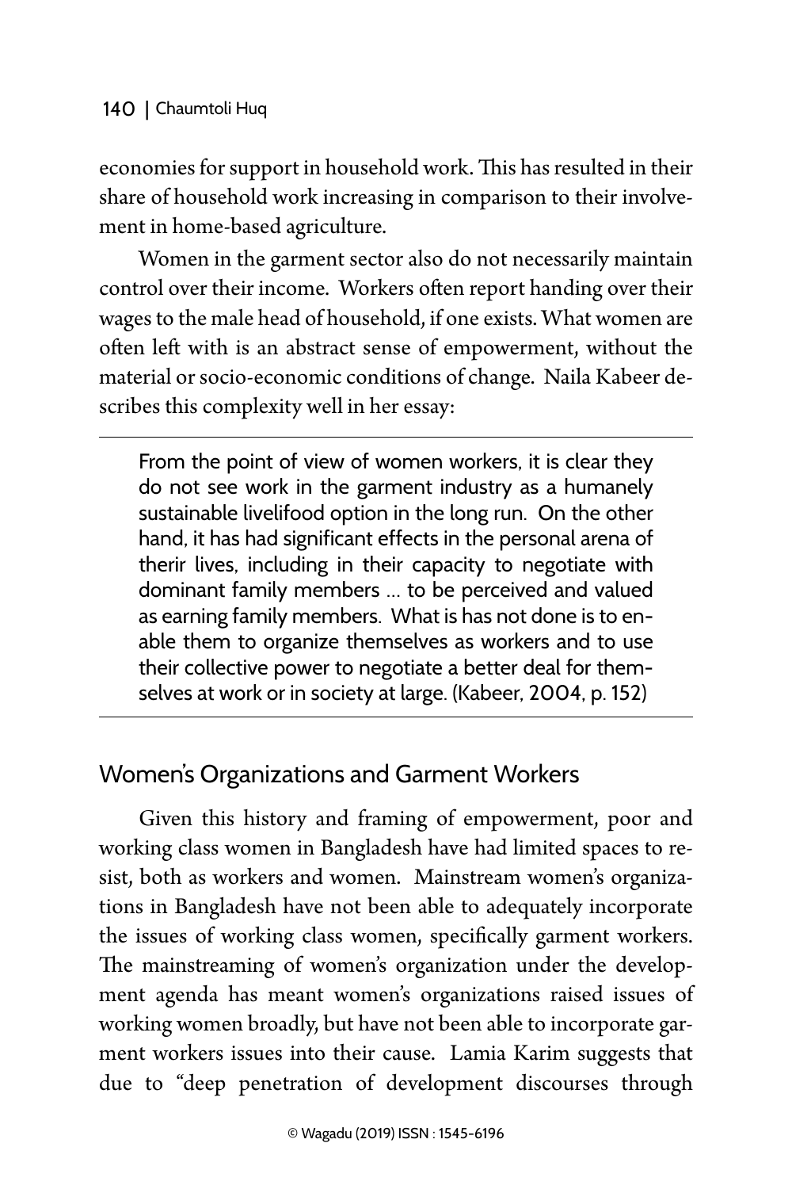economies for support in household work. This has resulted in their share of household work increasing in comparison to their involvement in home-based agriculture.

Women in the garment sector also do not necessarily maintain control over their income. Workers often report handing over their wages to the male head of household, if one exists. What women are often left with is an abstract sense of empowerment, without the material or socio-economic conditions of change. Naila Kabeer describes this complexity well in her essay:

> From the point of view of women workers, it is clear they do not see work in the garment industry as a humanely sustainable livelifood option in the long run. On the other hand, it has had significant effects in the personal arena of therir lives, including in their capacity to negotiate with dominant family members ... to be perceived and valued as earning family members. What is has not done is to enable them to organize themselves as workers and to use their collective power to negotiate a better deal for themselves at work or in society at large. (Kabeer, 2004, p. 152)

## Women's Organizations and Garment Workers

Given this history and framing of empowerment, poor and working class women in Bangladesh have had limited spaces to resist, both as workers and women. Mainstream women's organizations in Bangladesh have not been able to adequately incorporate the issues of working class women, specifically garment workers. The mainstreaming of women's organization under the development agenda has meant women's organizations raised issues of working women broadly, but have not been able to incorporate garment workers issues into their cause. Lamia Karim suggests that due to "deep penetration of development discourses through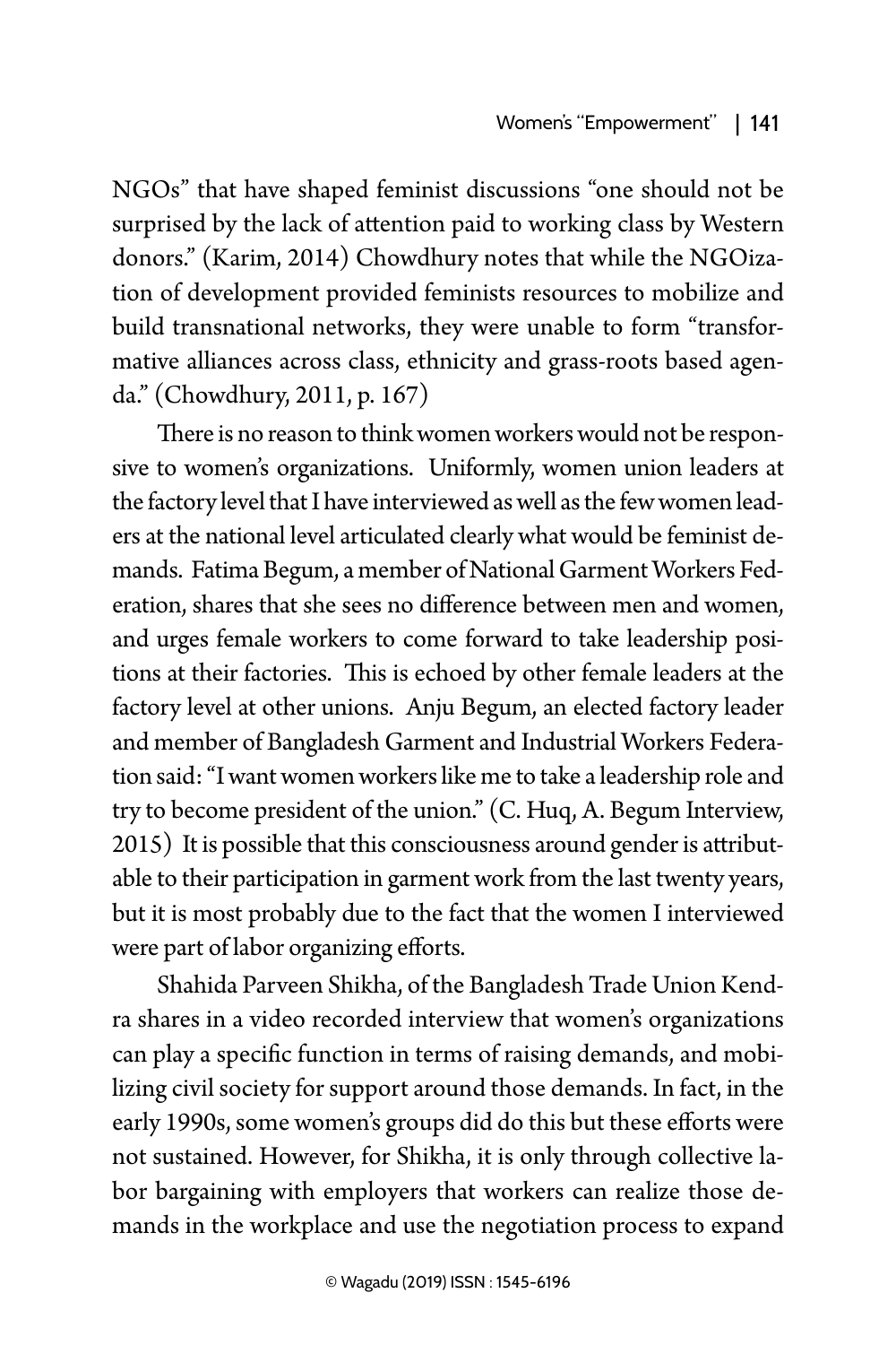NGOs" that have shaped feminist discussions "one should not be surprised by the lack of attention paid to working class by Western donors." (Karim, 2014) Chowdhury notes that while the NGOization of development provided feminists resources to mobilize and build transnational networks, they were unable to form "transformative alliances across class, ethnicity and grass-roots based agenda." (Chowdhury, 2011, p. 167)

There is no reason to think women workers would not be responsive to women's organizations. Uniformly, women union leaders at the factory level that I have interviewed as well as the few women leaders at the national level articulated clearly what would be feminist demands. Fatima Begum, a member of National Garment Workers Federation, shares that she sees no difference between men and women, and urges female workers to come forward to take leadership positions at their factories. This is echoed by other female leaders at the factory level at other unions. Anju Begum, an elected factory leader and member of Bangladesh Garment and Industrial Workers Federation said: "I want women workers like me to take a leadership role and try to become president of the union." (C. Huq, A. Begum Interview, 2015) It is possible that this consciousness around gender is attributable to their participation in garment work from the last twenty years, but it is most probably due to the fact that the women I interviewed were part of labor organizing efforts.

Shahida Parveen Shikha, of the Bangladesh Trade Union Kendra shares in a video recorded interview that women's organizations can play a specific function in terms of raising demands, and mobilizing civil society for support around those demands. In fact, in the early 1990s, some women's groups did do this but these efforts were not sustained. However, for Shikha, it is only through collective labor bargaining with employers that workers can realize those demands in the workplace and use the negotiation process to expand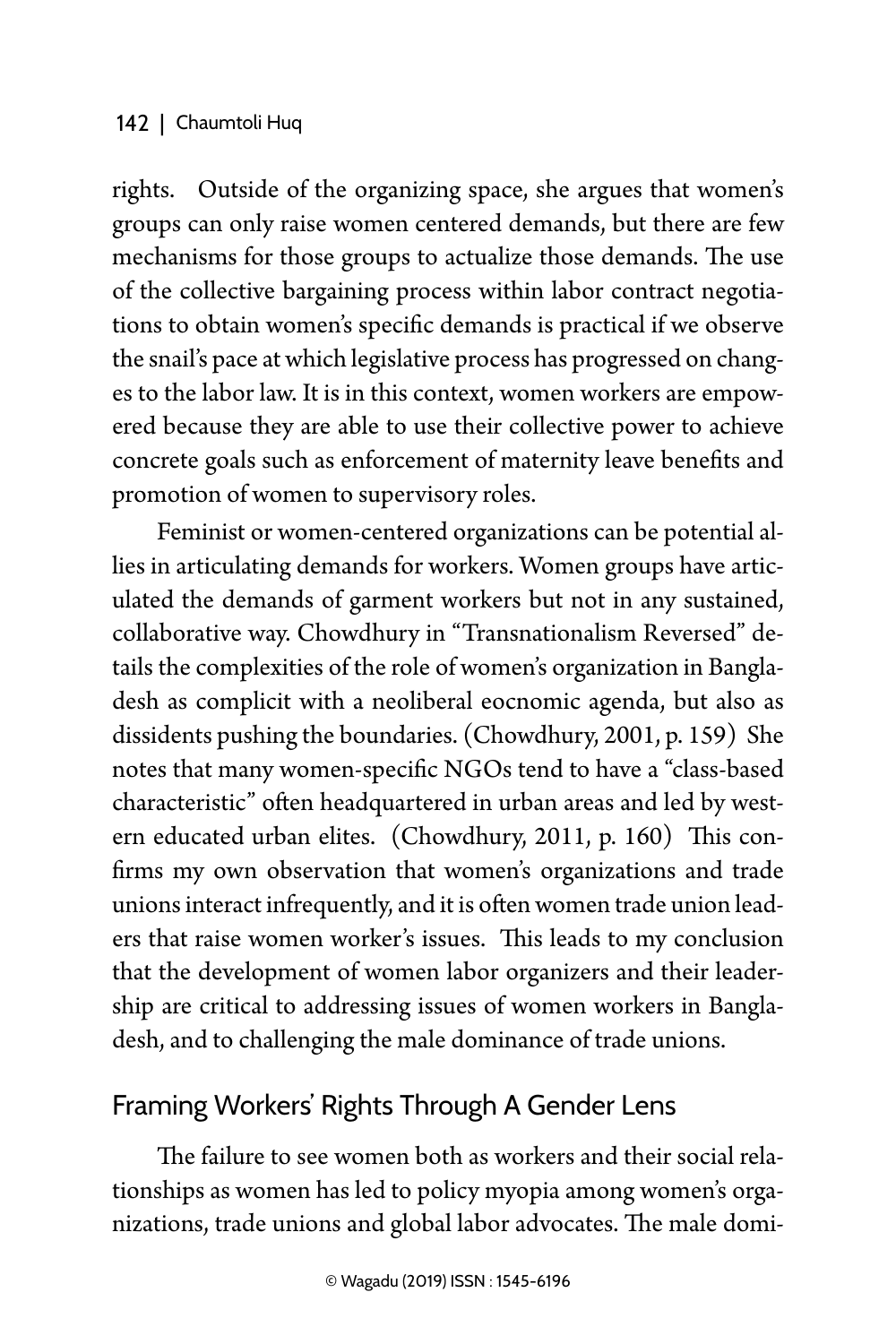rights. Outside of the organizing space, she argues that women's groups can only raise women centered demands, but there are few mechanisms for those groups to actualize those demands. The use of the collective bargaining process within labor contract negotiations to obtain women's specific demands is practical if we observe the snail's pace at which legislative process has progressed on changes to the labor law. It is in this context, women workers are empowered because they are able to use their collective power to achieve concrete goals such as enforcement of maternity leave benefits and promotion of women to supervisory roles.

Feminist or women-centered organizations can be potential allies in articulating demands for workers. Women groups have articulated the demands of garment workers but not in any sustained, collaborative way. Chowdhury in "Transnationalism Reversed" details the complexities of the role of women's organization in Bangladesh as complicit with a neoliberal eocnomic agenda, but also as dissidents pushing the boundaries. (Chowdhury, 2001, p. 159) She notes that many women-specific NGOs tend to have a "class-based characteristic" often headquartered in urban areas and led by western educated urban elites. (Chowdhury, 2011, p. 160) This confirms my own observation that women's organizations and trade unions interact infrequently, and it is often women trade union leaders that raise women worker's issues. This leads to my conclusion that the development of women labor organizers and their leadership are critical to addressing issues of women workers in Bangladesh, and to challenging the male dominance of trade unions.

## Framing Workers' Rights Through A Gender Lens

The failure to see women both as workers and their social relationships as women has led to policy myopia among women's organizations, trade unions and global labor advocates. The male domi-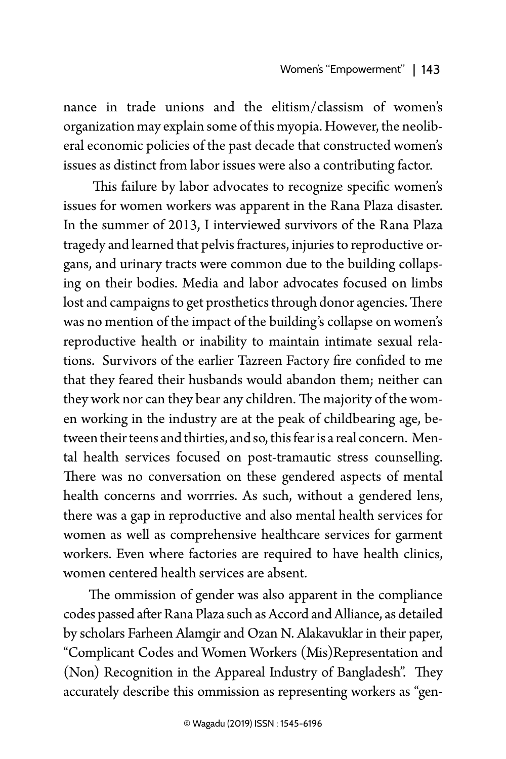nance in trade unions and the elitism/classism of women's organization may explain some of this myopia. However, the neoliberal economic policies of the past decade that constructed women's issues as distinct from labor issues were also a contributing factor.

This failure by labor advocates to recognize specific women's issues for women workers was apparent in the Rana Plaza disaster. In the summer of 2013, I interviewed survivors of the Rana Plaza tragedy and learned that pelvis fractures, injuries to reproductive organs, and urinary tracts were common due to the building collapsing on their bodies. Media and labor advocates focused on limbs lost and campaigns to get prosthetics through donor agencies. There was no mention of the impact of the building's collapse on women's reproductive health or inability to maintain intimate sexual relations. Survivors of the earlier Tazreen Factory fire confided to me that they feared their husbands would abandon them; neither can they work nor can they bear any children. The majority of the women working in the industry are at the peak of childbearing age, between their teens and thirties, and so, this fear is a real concern. Mental health services focused on post-tramautic stress counselling. There was no conversation on these gendered aspects of mental health concerns and worrries. As such, without a gendered lens, there was a gap in reproductive and also mental health services for women as well as comprehensive healthcare services for garment workers. Even where factories are required to have health clinics, women centered health services are absent.

The ommission of gender was also apparent in the compliance codes passed after Rana Plaza such as Accord and Alliance, as detailed by scholars Farheen Alamgir and Ozan N. Alakavuklar in their paper, "Complicant Codes and Women Workers (Mis)Representation and (Non) Recognition in the Appareal Industry of Bangladesh". They accurately describe this ommission as representing workers as "gen-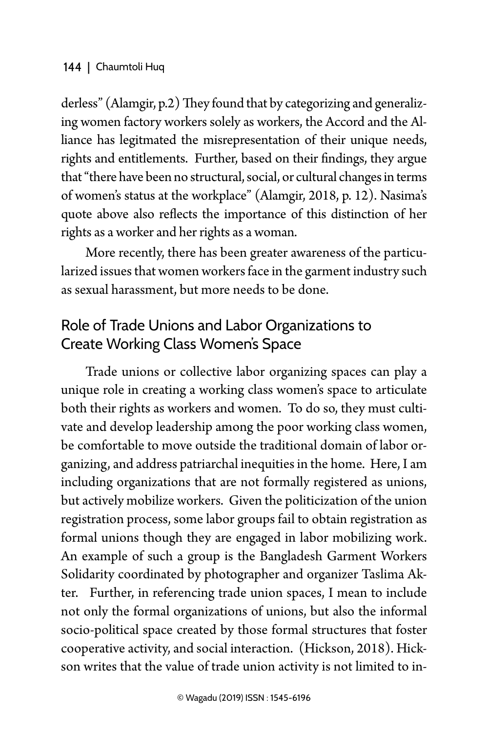derless" (Alamgir, p.2) They found that by categorizing and generalizing women factory workers solely as workers, the Accord and the Alliance has legitmated the misrepresentation of their unique needs, rights and entitlements. Further, based on their findings, they argue that "there have been no structural, social, or cultural changes in terms of women's status at the workplace" (Alamgir, 2018, p. 12). Nasima's quote above also reflects the importance of this distinction of her rights as a worker and her rights as a woman.

More recently, there has been greater awareness of the particularized issues that women workers face in the garment industry such as sexual harassment, but more needs to be done.

## Role of Trade Unions and Labor Organizations to Create Working Class Women's Space

Trade unions or collective labor organizing spaces can play a unique role in creating a working class women's space to articulate both their rights as workers and women. To do so, they must cultivate and develop leadership among the poor working class women, be comfortable to move outside the traditional domain of labor organizing, and address patriarchal inequities in the home. Here, I am including organizations that are not formally registered as unions, but actively mobilize workers. Given the politicization of the union registration process, some labor groups fail to obtain registration as formal unions though they are engaged in labor mobilizing work. An example of such a group is the Bangladesh Garment Workers Solidarity coordinated by photographer and organizer Taslima Akter. Further, in referencing trade union spaces, I mean to include not only the formal organizations of unions, but also the informal socio-political space created by those formal structures that foster cooperative activity, and social interaction. (Hickson, 2018). Hickson writes that the value of trade union activity is not limited to in-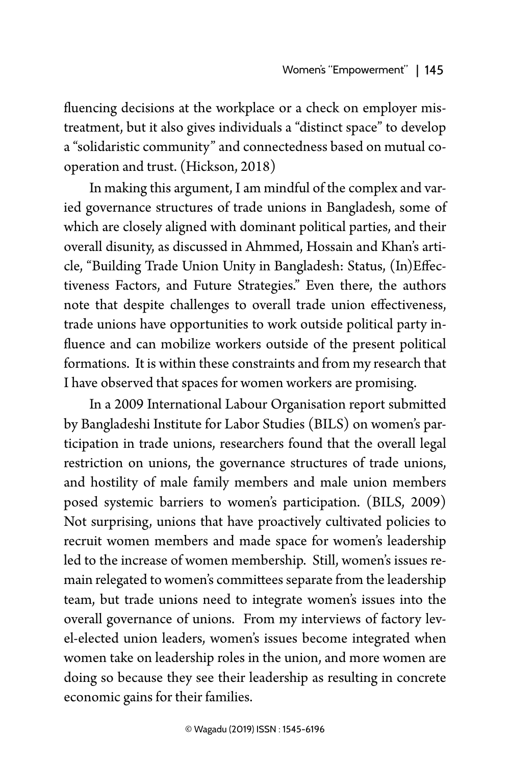fluencing decisions at the workplace or a check on employer mistreatment, but it also gives individuals a "distinct space" to develop a "solidaristic community" and connectedness based on mutual cooperation and trust. (Hickson, 2018)

In making this argument, I am mindful of the complex and varied governance structures of trade unions in Bangladesh, some of which are closely aligned with dominant political parties, and their overall disunity, as discussed in Ahmmed, Hossain and Khan's article, "Building Trade Union Unity in Bangladesh: Status, (In)Effectiveness Factors, and Future Strategies." Even there, the authors note that despite challenges to overall trade union effectiveness, trade unions have opportunities to work outside political party influence and can mobilize workers outside of the present political formations. It is within these constraints and from my research that I have observed that spaces for women workers are promising.

In a 2009 International Labour Organisation report submitted by Bangladeshi Institute for Labor Studies (BILS) on women's participation in trade unions, researchers found that the overall legal restriction on unions, the governance structures of trade unions, and hostility of male family members and male union members posed systemic barriers to women's participation. (BILS, 2009) Not surprising, unions that have proactively cultivated policies to recruit women members and made space for women's leadership led to the increase of women membership. Still, women's issues remain relegated to women's committees separate from the leadership team, but trade unions need to integrate women's issues into the overall governance of unions. From my interviews of factory level-elected union leaders, women's issues become integrated when women take on leadership roles in the union, and more women are doing so because they see their leadership as resulting in concrete economic gains for their families.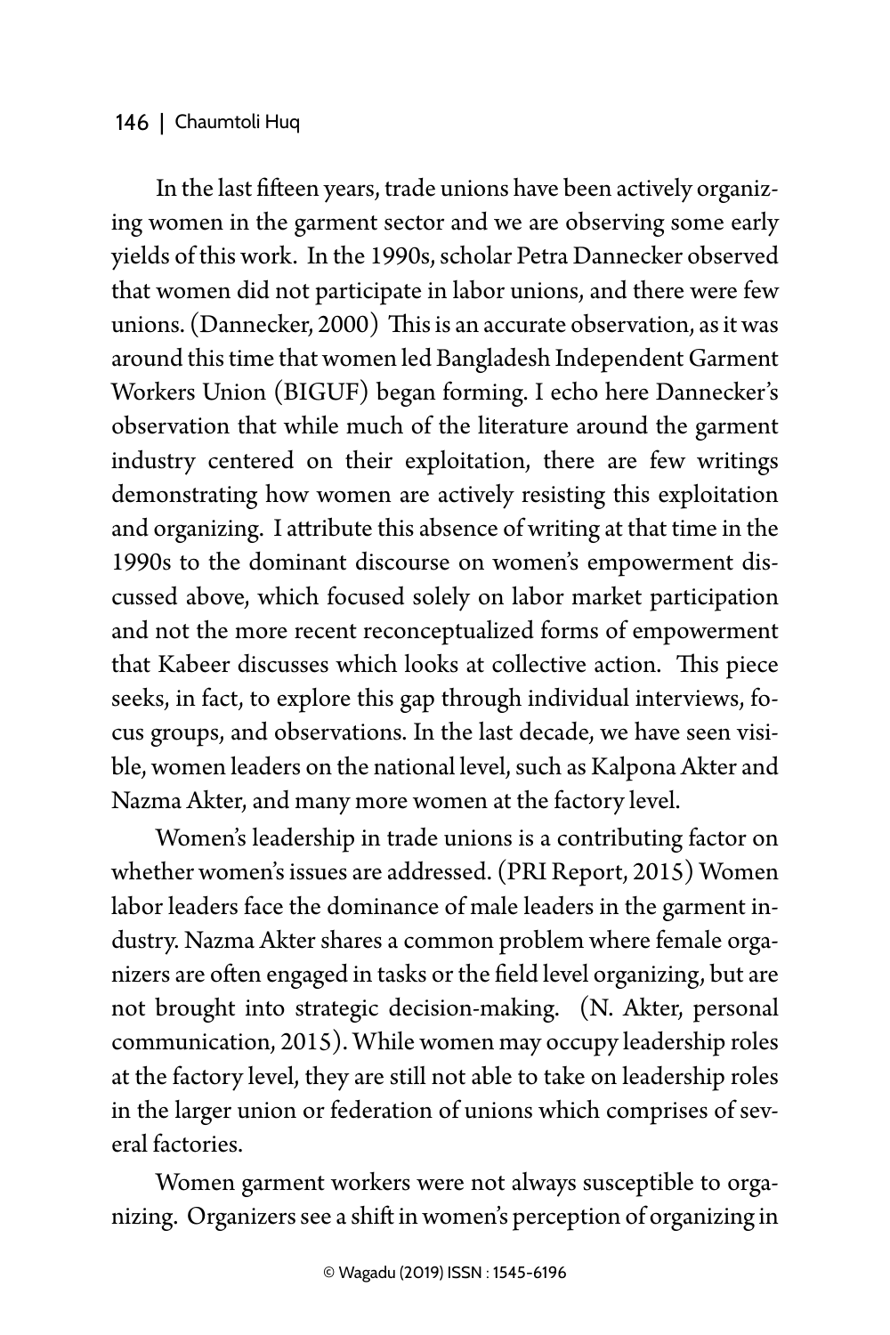In the last fifteen years, trade unions have been actively organizing women in the garment sector and we are observing some early yields of this work. In the 1990s, scholar Petra Dannecker observed that women did not participate in labor unions, and there were few unions. (Dannecker, 2000) This is an accurate observation, as it was around this time that women led Bangladesh Independent Garment Workers Union (BIGUF) began forming. I echo here Dannecker's observation that while much of the literature around the garment industry centered on their exploitation, there are few writings demonstrating how women are actively resisting this exploitation and organizing. I attribute this absence of writing at that time in the 1990s to the dominant discourse on women's empowerment discussed above, which focused solely on labor market participation and not the more recent reconceptualized forms of empowerment that Kabeer discusses which looks at collective action. This piece seeks, in fact, to explore this gap through individual interviews, focus groups, and observations. In the last decade, we have seen visible, women leaders on the national level, such as Kalpona Akter and Nazma Akter, and many more women at the factory level.

Women's leadership in trade unions is a contributing factor on whether women's issues are addressed. (PRI Report, 2015) Women labor leaders face the dominance of male leaders in the garment industry. Nazma Akter shares a common problem where female organizers are often engaged in tasks or the field level organizing, but are not brought into strategic decision-making. (N. Akter, personal communication, 2015). While women may occupy leadership roles at the factory level, they are still not able to take on leadership roles in the larger union or federation of unions which comprises of several factories.

Women garment workers were not always susceptible to organizing. Organizers see a shift in women's perception of organizing in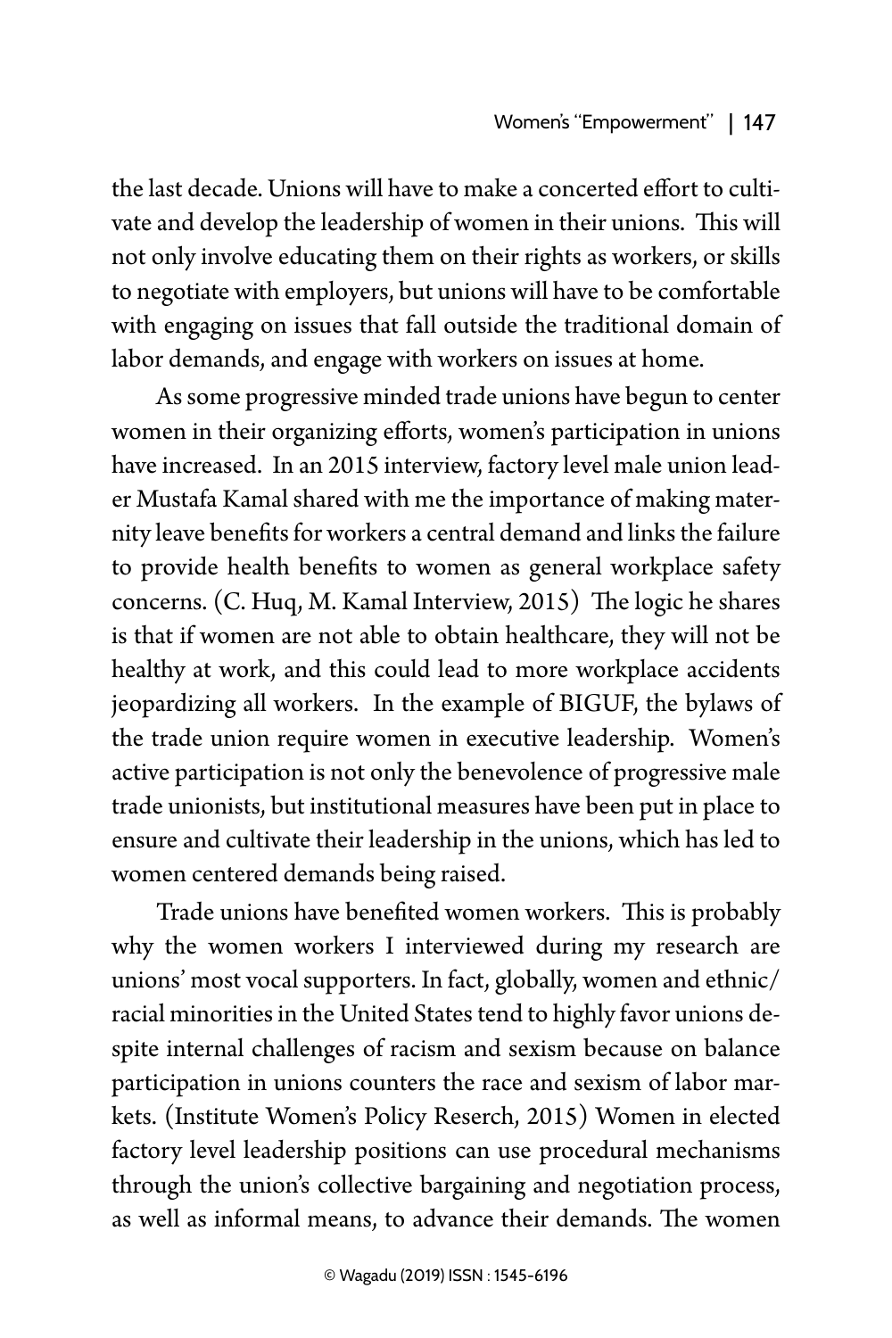the last decade. Unions will have to make a concerted effort to cultivate and develop the leadership of women in their unions. This will not only involve educating them on their rights as workers, or skills to negotiate with employers, but unions will have to be comfortable with engaging on issues that fall outside the traditional domain of labor demands, and engage with workers on issues at home.

As some progressive minded trade unions have begun to center women in their organizing efforts, women's participation in unions have increased. In an 2015 interview, factory level male union leader Mustafa Kamal shared with me the importance of making maternity leave benefits for workers a central demand and links the failure to provide health benefits to women as general workplace safety concerns. (C. Huq, M. Kamal Interview, 2015) The logic he shares is that if women are not able to obtain healthcare, they will not be healthy at work, and this could lead to more workplace accidents jeopardizing all workers. In the example of BIGUF, the bylaws of the trade union require women in executive leadership. Women's active participation is not only the benevolence of progressive male trade unionists, but institutional measures have been put in place to ensure and cultivate their leadership in the unions, which has led to women centered demands being raised.

Trade unions have benefited women workers. This is probably why the women workers I interviewed during my research are unions' most vocal supporters. In fact, globally, women and ethnic/racial minorities in the United States tend to highly favor unions despite internal challenges of racism and sexism because on balance participation in unions counters the race and sexism of labor markets. (Institute Women's Policy Reserch, 2015) Women in elected factory level leadership positions can use procedural mechanisms through the union's collective bargaining and negotiation process, as well as informal means, to advance their demands. The women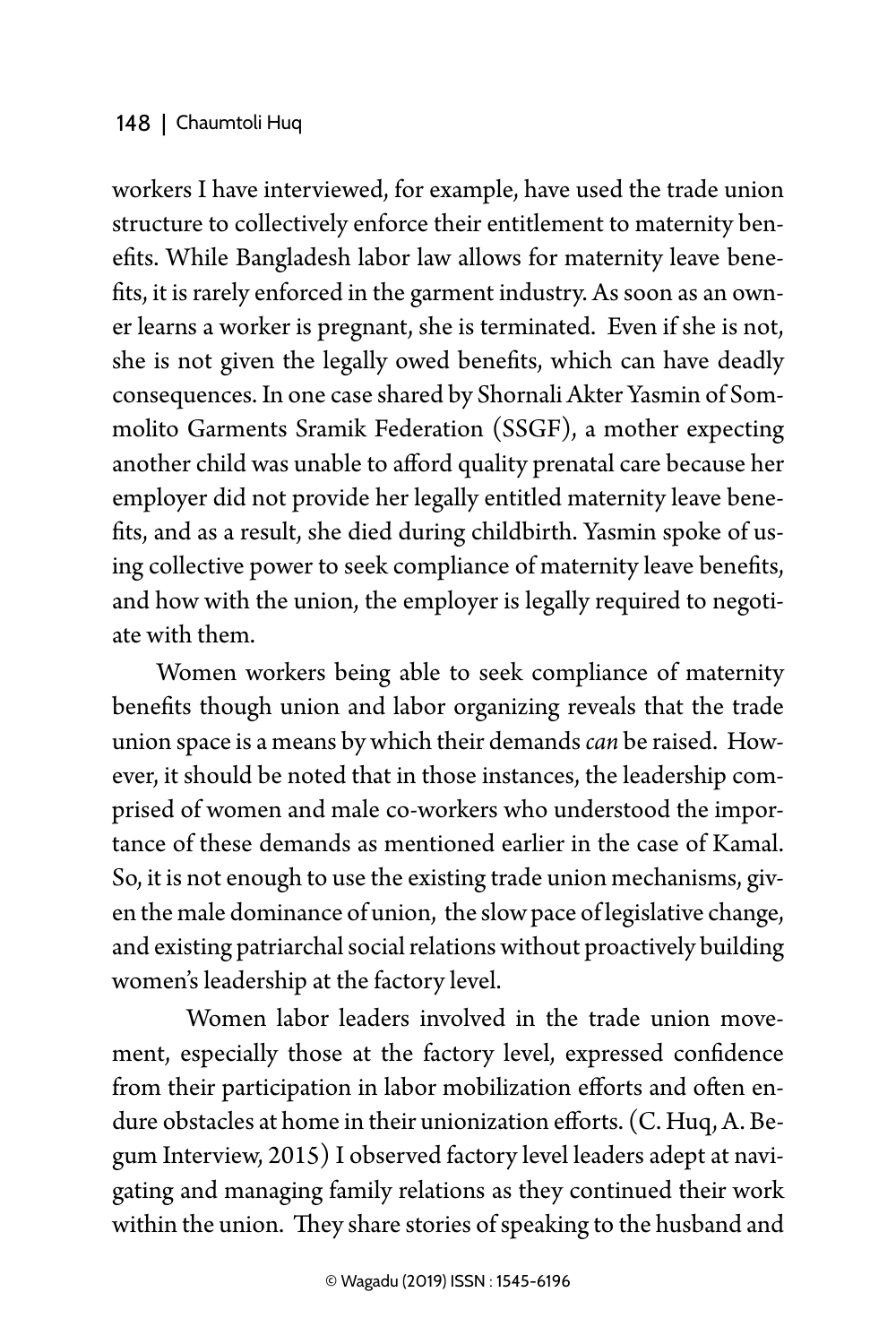workers I have interviewed, for example, have used the trade union structure to collectively enforce their entitlement to maternity benefits. While Bangladesh labor law allows for maternity leave benefits, it is rarely enforced in the garment industry. As soon as an owner learns a worker is pregnant, she is terminated. Even if she is not, she is not given the legally owed benefits, which can have deadly consequences. In one case shared by Shornali Akter Yasmin of Sommolito Garments Sramik Federation (SSGF), a mother expecting another child was unable to afford quality prenatal care because her employer did not provide her legally entitled maternity leave benefits, and as a result, she died during childbirth. Yasmin spoke of using collective power to seek compliance of maternity leave benefits, and how with the union, the employer is legally required to negotiate with them.

Women workers being able to seek compliance of maternity benefits though union and labor organizing reveals that the trade union space is a means by which their demands *can* be raised. However, it should be noted that in those instances, the leadership comprised of women and male co-workers who understood the importance of these demands as mentioned earlier in the case of Kamal. So, it is not enough to use the existing trade union mechanisms, given the male dominance of union, the slow pace of legislative change, and existing patriarchal social relations without proactively building women's leadership at the factory level.

Women labor leaders involved in the trade union movement, especially those at the factory level, expressed confidence from their participation in labor mobilization efforts and often endure obstacles at home in their unionization efforts. (C. Huq, A. Begum Interview, 2015) I observed factory level leaders adept at navigating and managing family relations as they continued their work within the union. They share stories of speaking to the husband and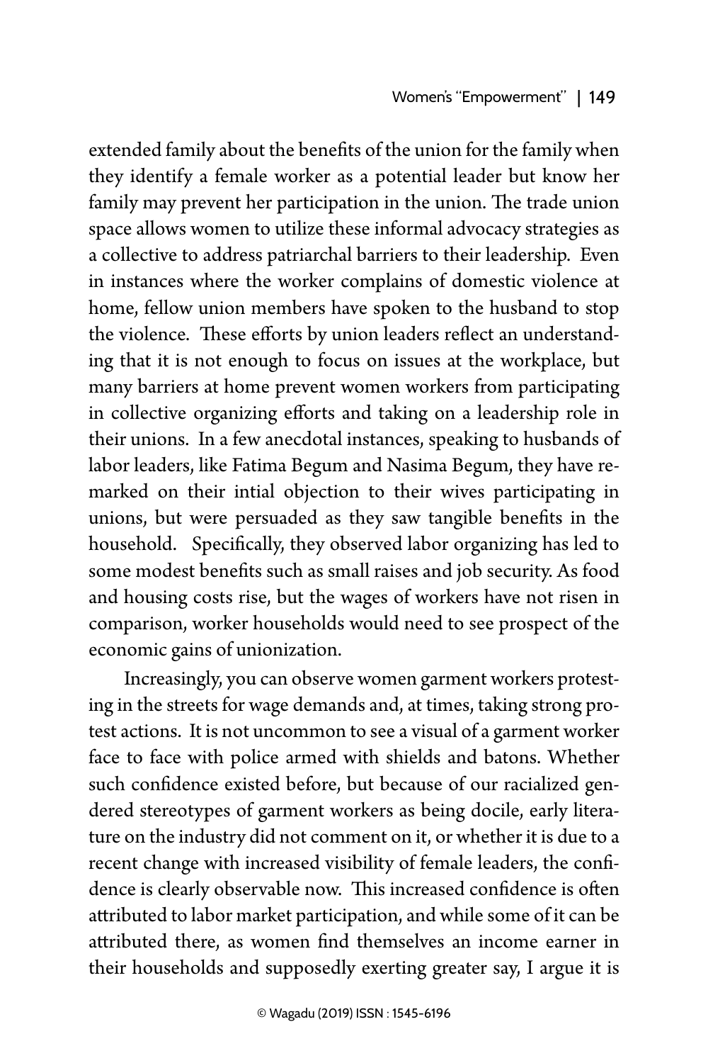extended family about the benefits of the union for the family when they identify a female worker as a potential leader but know her family may prevent her participation in the union. The trade union space allows women to utilize these informal advocacy strategies as a collective to address patriarchal barriers to their leadership. Even in instances where the worker complains of domestic violence at home, fellow union members have spoken to the husband to stop the violence. These efforts by union leaders reflect an understanding that it is not enough to focus on issues at the workplace, but many barriers at home prevent women workers from participating in collective organizing efforts and taking on a leadership role in their unions. In a few anecdotal instances, speaking to husbands of labor leaders, like Fatima Begum and Nasima Begum, they have remarked on their intial objection to their wives participating in unions, but were persuaded as they saw tangible benefits in the household. Specifically, they observed labor organizing has led to some modest benefits such as small raises and job security. As food and housing costs rise, but the wages of workers have not risen in comparison, worker households would need to see prospect of the economic gains of unionization.

Increasingly, you can observe women garment workers protesting in the streets for wage demands and, at times, taking strong protest actions. It is not uncommon to see a visual of a garment worker face to face with police armed with shields and batons. Whether such confidence existed before, but because of our racialized gendered stereotypes of garment workers as being docile, early literature on the industry did not comment on it, or whether it is due to a recent change with increased visibility of female leaders, the confidence is clearly observable now. This increased confidence is often attributed to labor market participation, and while some of it can be attributed there, as women find themselves an income earner in their households and supposedly exerting greater say, I argue it is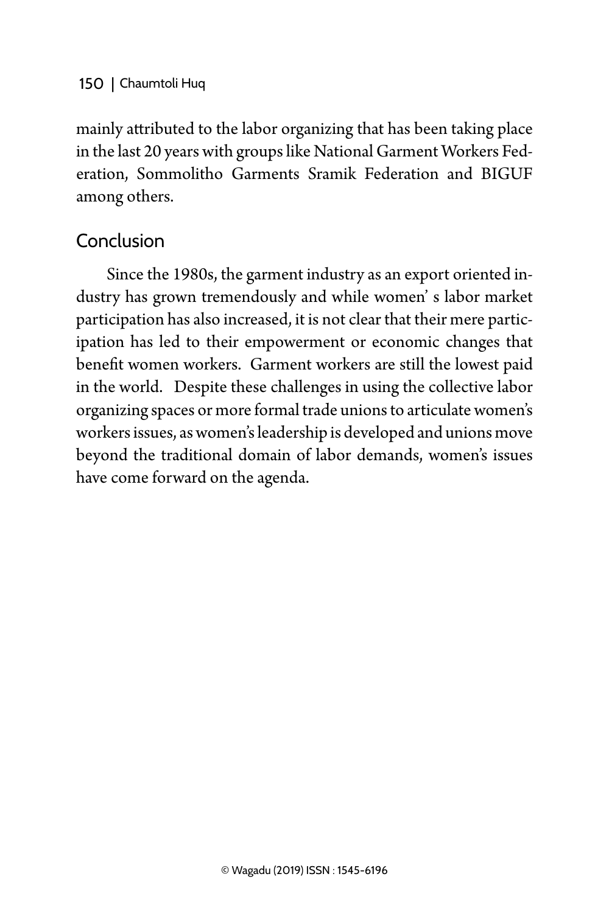mainly attributed to the labor organizing that has been taking place in the last 20 years with groups like National Garment Workers Federation, Sommolitho Garments Sramik Federation and BIGUF among others.

## Conclusion

Since the 1980s, the garment industry as an export oriented industry has grown tremendously and while women' s labor market participation has also increased, it is not clear that their mere participation has led to their empowerment or economic changes that benefit women workers. Garment workers are still the lowest paid in the world. Despite these challenges in using the collective labor organizing spaces or more formal trade unions to articulate women's workers issues, as women's leadership is developed and unions move beyond the traditional domain of labor demands, women's issues have come forward on the agenda.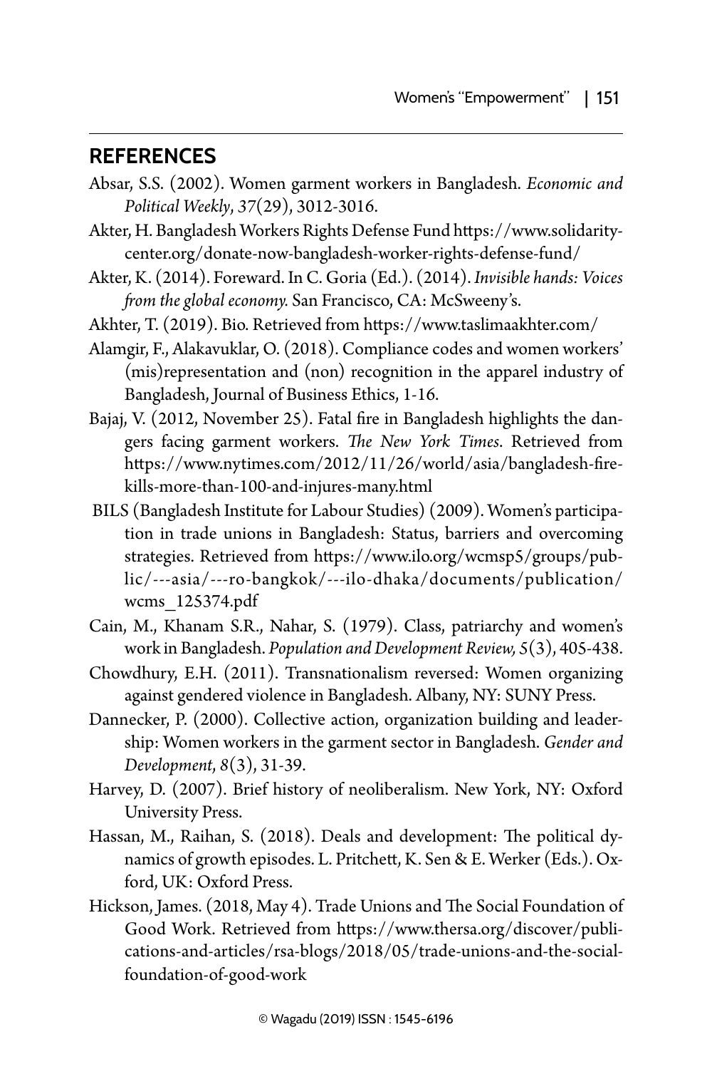## REFERENCES

Absar, S.S. (2002). Women garment workers in Bangladesh. *Economic and Political Weekly*, *37*(29), 3012-3016.

Akter, H. Bangladesh Workers Rights Defense Fund https://www.solidaritycenter.org/donate-now-bangladesh-worker-rights-defense-fund/

Akter, K. (2014). Foreward. In C. Goria (Ed.). (2014). *Invisible hands: Voices from the global economy.* San Francisco, CA: McSweeny's.

Akhter, T. (2019). Bio. Retrieved from https://www.taslimaakhter.com/

Alamgir, F., Alakavuklar, O. (2018). Compliance codes and women workers' (mis)representation and (non) recognition in the apparel industry of Bangladesh, Journal of Business Ethics, 1-16.

Bajaj, V. (2012, November 25). Fatal fire in Bangladesh highlights the dangers facing garment workers. *The New York Times*. Retrieved from https://www.nytimes.com/2012/11/26/world/asia/bangladesh-fire-kills-more-than-100-and-injures-many.html

BILS (Bangladesh Institute for Labour Studies) (2009). Women's participation in trade unions in Bangladesh: Status, barriers and overcoming strategies. Retrieved from https://www.ilo.org/wcmsp5/groups/public/---asia/---ro-bangkok/---ilo-dhaka/documents/publication/wcms_125374.pdf

Cain, M., Khanam S.R., Nahar, S. (1979). Class, patriarchy and women's work in Bangladesh. *Population and Development Review,* *5*(3), 405-438.

Chowdhury, E.H. (2011). Transnationalism reversed: Women organizing against gendered violence in Bangladesh. Albany, NY: SUNY Press.

Dannecker, P. (2000). Collective action, organization building and leadership: Women workers in the garment sector in Bangladesh. *Gender and Development*, *8*(3), 31-39.

Harvey, D. (2007). Brief history of neoliberalism. New York, NY: Oxford University Press.

Hassan, M., Raihan, S. (2018). Deals and development: The political dynamics of growth episodes. L. Pritchett, K. Sen & E. Werker (Eds.). Oxford, UK: Oxford Press.

Hickson, James. (2018, May 4). Trade Unions and The Social Foundation of Good Work. Retrieved from https://www.thersa.org/discover/publications-and-articles/rsa-blogs/2018/05/trade-unions-and-the-social-foundation-of-good-work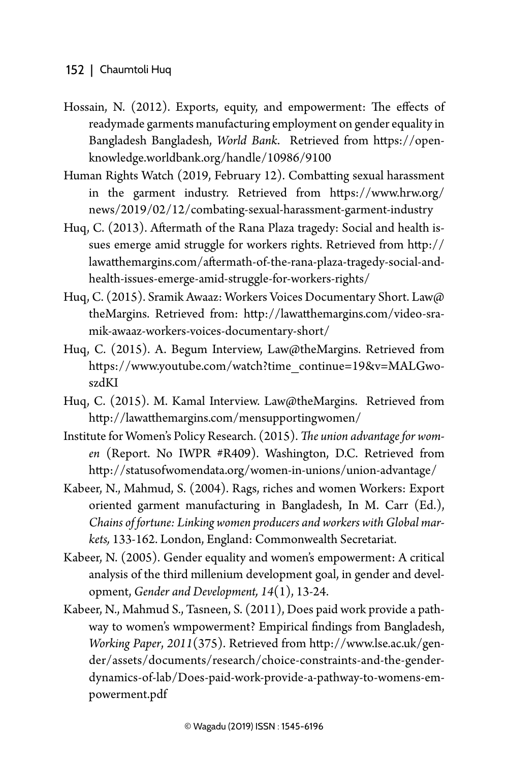Hossain, N. (2012). Exports, equity, and empowerment: The effects of readymade garments manufacturing employment on gender equality in Bangladesh Bangladesh, *World Bank*. Retrieved from https://openknowledge.worldbank.org/handle/10986/9100

Human Rights Watch (2019, February 12). Combatting sexual harassment in the garment industry. Retrieved from https://www.hrw.org/news/2019/02/12/combating-sexual-harassment-garment-industry

Huq, C. (2013). Aftermath of the Rana Plaza tragedy: Social and health issues emerge amid struggle for workers rights. Retrieved from http://lawatthemargins.com/aftermath-of-the-rana-plaza-tragedy-social-and-health-issues-emerge-amid-struggle-for-workers-rights/

Huq, C. (2015). Sramik Awaaz: Workers Voices Documentary Short. Law@theMargins. Retrieved from: http://lawatthemargins.com/video-sramik-awaaz-workers-voices-documentary-short/

Huq, C. (2015). A. Begum Interview, Law@theMargins. Retrieved from https://www.youtube.com/watch?time_continue=19&v=MALGwoszdKI

Huq, C. (2015). M. Kamal Interview. Law@theMargins. Retrieved from http://lawatthemargins.com/mensupportingwomen/

Institute for Women's Policy Research. (2015). *The union advantage for women* (Report. No IWPR #R409). Washington, D.C. Retrieved from http://statusofwomendata.org/women-in-unions/union-advantage/

Kabeer, N., Mahmud, S. (2004). Rags, riches and women Workers: Export oriented garment manufacturing in Bangladesh, In M. Carr (Ed.), *Chains of fortune: Linking women producers and workers with Global markets,* 133-162. London, England: Commonwealth Secretariat.

Kabeer, N. (2005). Gender equality and women's empowerment: A critical analysis of the third millenium development goal, in gender and development, *Gender and Development, 14*(1), 13-24.

Kabeer, N., Mahmud S., Tasneen, S. (2011), Does paid work provide a pathway to women's wmpowerment? Empirical findings from Bangladesh, *Working Paper*, *2011*(375). Retrieved from http://www.lse.ac.uk/gender/assets/documents/research/choice-constraints-and-the-gender-dynamics-of-lab/Does-paid-work-provide-a-pathway-to-womens-empowerment.pdf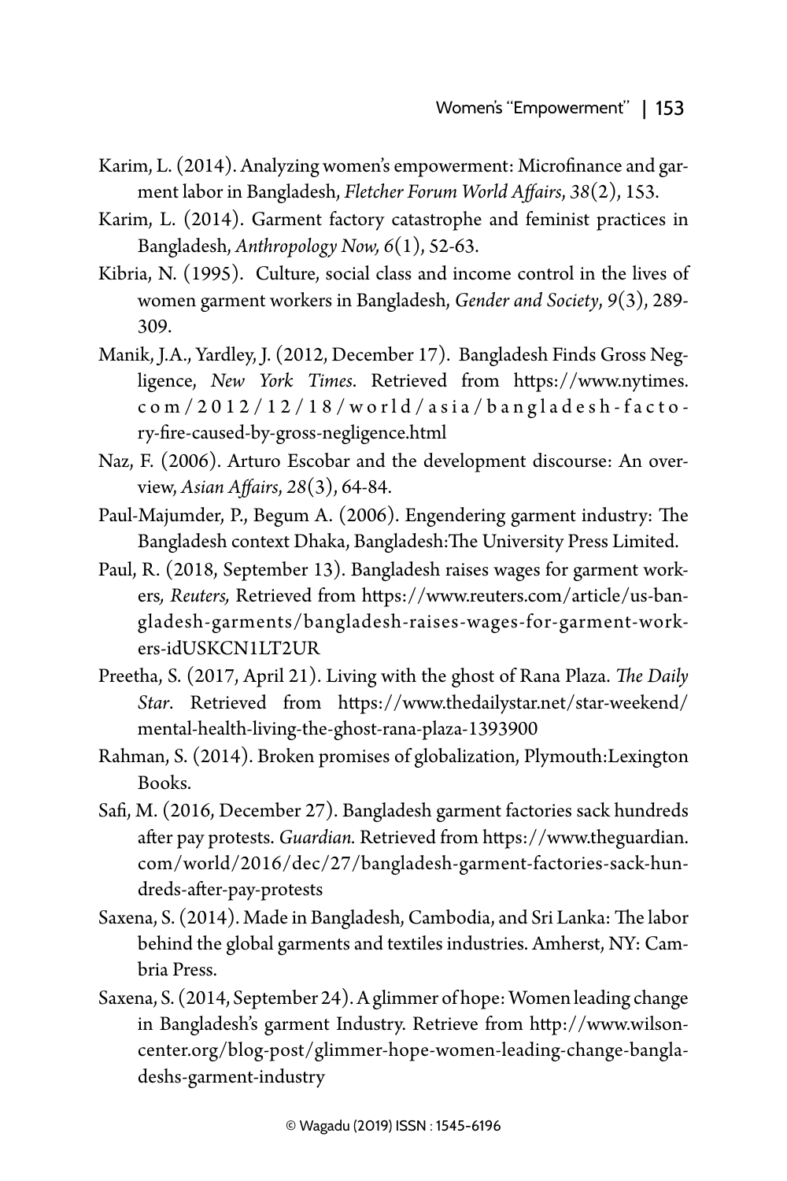Karim, L. (2014). Analyzing women's empowerment: Microfinance and garment labor in Bangladesh, *Fletcher Forum World Affairs*, *38*(2), 153.

Karim, L. (2014). Garment factory catastrophe and feminist practices in Bangladesh, *Anthropology Now, 6*(1), 52-63.

Kibria, N. (1995). Culture, social class and income control in the lives of women garment workers in Bangladesh, *Gender and Society*, *9*(3), 289-309.

Manik, J.A., Yardley, J. (2012, December 17). Bangladesh Finds Gross Negligence, *New York Times*. Retrieved from https://www.nytimes.com/2012/12/18/world/asia/bangladesh-factory-fire-caused-by-gross-negligence.html

Naz, F. (2006). Arturo Escobar and the development discourse: An overview, *Asian Affairs*, *28*(3), 64-84.

Paul-Majumder, P., Begum A. (2006). Engendering garment industry: The Bangladesh context Dhaka, Bangladesh:The University Press Limited.

Paul, R. (2018, September 13). Bangladesh raises wages for garment workers*, Reuters,* Retrieved from https://www.reuters.com/article/us-bangladesh-garments/bangladesh-raises-wages-for-garment-workers-idUSKCN1LT2UR

Preetha, S. (2017, April 21). Living with the ghost of Rana Plaza. *The Daily Star*. Retrieved from https://www.thedailystar.net/star-weekend/mental-health-living-the-ghost-rana-plaza-1393900

Rahman, S. (2014). Broken promises of globalization, Plymouth:Lexington Books.

Safi, M. (2016, December 27). Bangladesh garment factories sack hundreds after pay protests. *Guardian.* Retrieved from https://www.theguardian.com/world/2016/dec/27/bangladesh-garment-factories-sack-hundreds-after-pay-protests

Saxena, S. (2014). Made in Bangladesh, Cambodia, and Sri Lanka: The labor behind the global garments and textiles industries. Amherst, NY: Cambria Press.

Saxena, S. (2014, September 24). A glimmer of hope: Women leading change in Bangladesh's garment Industry. Retrieve from http://www.wilsoncenter.org/blog-post/glimmer-hope-women-leading-change-bangladeshs-garment-industry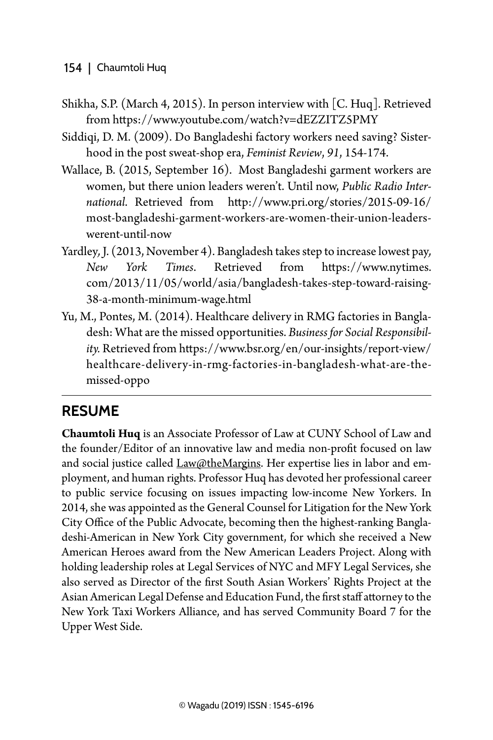Shikha, S.P. (March 4, 2015). In person interview with [C. Huq]. Retrieved from https://www.youtube.com/watch?v=dEZZITZ5PMY

Siddiqi, D. M. (2009). Do Bangladeshi factory workers need saving? Sisterhood in the post sweat-shop era, *Feminist Review*, *91*, 154-174.

Wallace, B. (2015, September 16). Most Bangladeshi garment workers are women, but there union leaders weren't. Until now, *Public Radio International*. Retrieved from http://www.pri.org/stories/2015-09-16/most-bangladeshi-garment-workers-are-women-their-union-leaders-werent-until-now

Yardley, J. (2013, November 4). Bangladesh takes step to increase lowest pay, *New York Times*. Retrieved from https://www.nytimes.com/2013/11/05/world/asia/bangladesh-takes-step-toward-raising-38-a-month-minimum-wage.html

Yu, M., Pontes, M. (2014). Healthcare delivery in RMG factories in Bangladesh: What are the missed opportunities. *Business for Social Responsibility.* Retrieved from https://www.bsr.org/en/our-insights/report-view/healthcare-delivery-in-rmg-factories-in-bangladesh-what-are-the-missed-oppo

---

## RESUME

**Chaumtoli Huq** is an Associate Professor of Law at CUNY School of Law and the founder/Editor of an innovative law and media non-profit focused on law and social justice called Law@theMargins. Her expertise lies in labor and employment, and human rights. Professor Huq has devoted her professional career to public service focusing on issues impacting low-income New Yorkers. In 2014, she was appointed as the General Counsel for Litigation for the New York City Office of the Public Advocate, becoming then the highest-ranking Bangladeshi-American in New York City government, for which she received a New American Heroes award from the New American Leaders Project. Along with holding leadership roles at Legal Services of NYC and MFY Legal Services, she also served as Director of the first South Asian Workers' Rights Project at the Asian American Legal Defense and Education Fund, the first staff attorney to the New York Taxi Workers Alliance, and has served Community Board 7 for the Upper West Side.